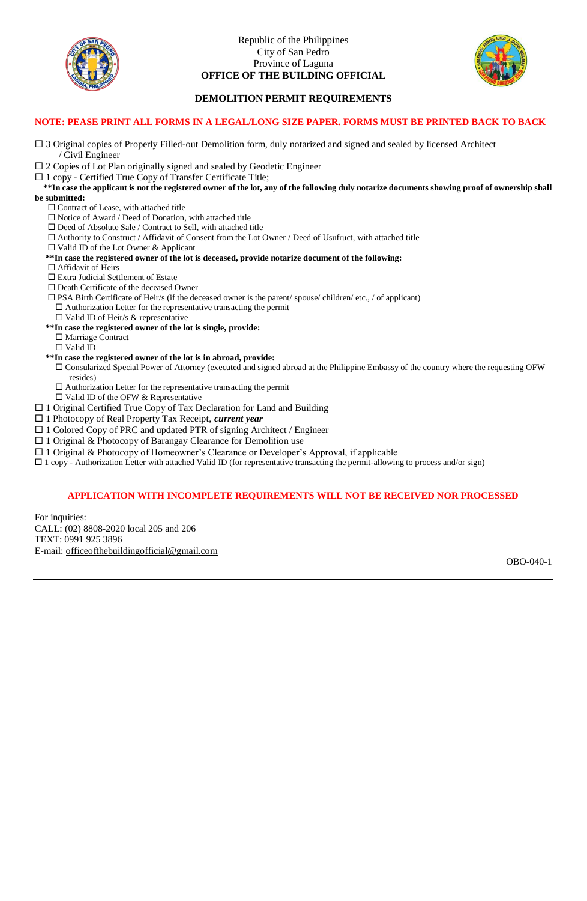Republic of the Philippines
City of San Pedro
Province of Laguna
**OFFICE OF THE BUILDING OFFICIAL**

## DEMOLITION PERMIT REQUIREMENTS

**NOTE: PEASE PRINT ALL FORMS IN A LEGAL/LONG SIZE PAPER. FORMS MUST BE PRINTED BACK TO BACK**

- ☐ 3 Original copies of Properly Filled-out Demolition form, duly notarized and signed and sealed by licensed Architect / Civil Engineer
- ☐ 2 Copies of Lot Plan originally signed and sealed by Geodetic Engineer
- ☐ 1 copy - Certified True Copy of Transfer Certificate Title;

**\*\*In case the applicant is not the registered owner of the lot, any of the following duly notarize documents showing proof of ownership shall be submitted:**

- ☐ Contract of Lease, with attached title
- ☐ Notice of Award / Deed of Donation, with attached title
- ☐ Deed of Absolute Sale / Contract to Sell, with attached title
- ☐ Authority to Construct / Affidavit of Consent from the Lot Owner / Deed of Usufruct, with attached title
- ☐ Valid ID of the Lot Owner & Applicant

**\*\*In case the registered owner of the lot is deceased, provide notarize document of the following:**

- ☐ Affidavit of Heirs
- ☐ Extra Judicial Settlement of Estate
- ☐ Death Certificate of the deceased Owner
- ☐ PSA Birth Certificate of Heir/s (if the deceased owner is the parent/ spouse/ children/ etc., / of applicant)
  - ☐ Authorization Letter for the representative transacting the permit
  - ☐ Valid ID of Heir/s & representative

**\*\*In case the registered owner of the lot is single, provide:**

- ☐ Marriage Contract
- ☐ Valid ID

**\*\*In case the registered owner of the lot is in abroad, provide:**

- ☐ Consularized Special Power of Attorney (executed and signed abroad at the Philippine Embassy of the country where the requesting OFW resides)
- ☐ Authorization Letter for the representative transacting the permit
- ☐ Valid ID of the OFW & Representative

- ☐ 1 Original Certified True Copy of Tax Declaration for Land and Building
- ☐ 1 Photocopy of Real Property Tax Receipt, ***current year***
- ☐ 1 Colored Copy of PRC and updated PTR of signing Architect / Engineer
- ☐ 1 Original & Photocopy of Barangay Clearance for Demolition use
- ☐ 1 Original & Photocopy of Homeowner's Clearance or Developer's Approval, if applicable
- ☐ 1 copy - Authorization Letter with attached Valid ID (for representative transacting the permit-allowing to process and/or sign)

**APPLICATION WITH INCOMPLETE REQUIREMENTS WILL NOT BE RECEIVED NOR PROCESSED**

For inquiries:
CALL: (02) 8808-2020 local 205 and 206
TEXT: 0991 925 3896
E-mail: officeofthebuildingofficial@gmail.com

OBO-040-1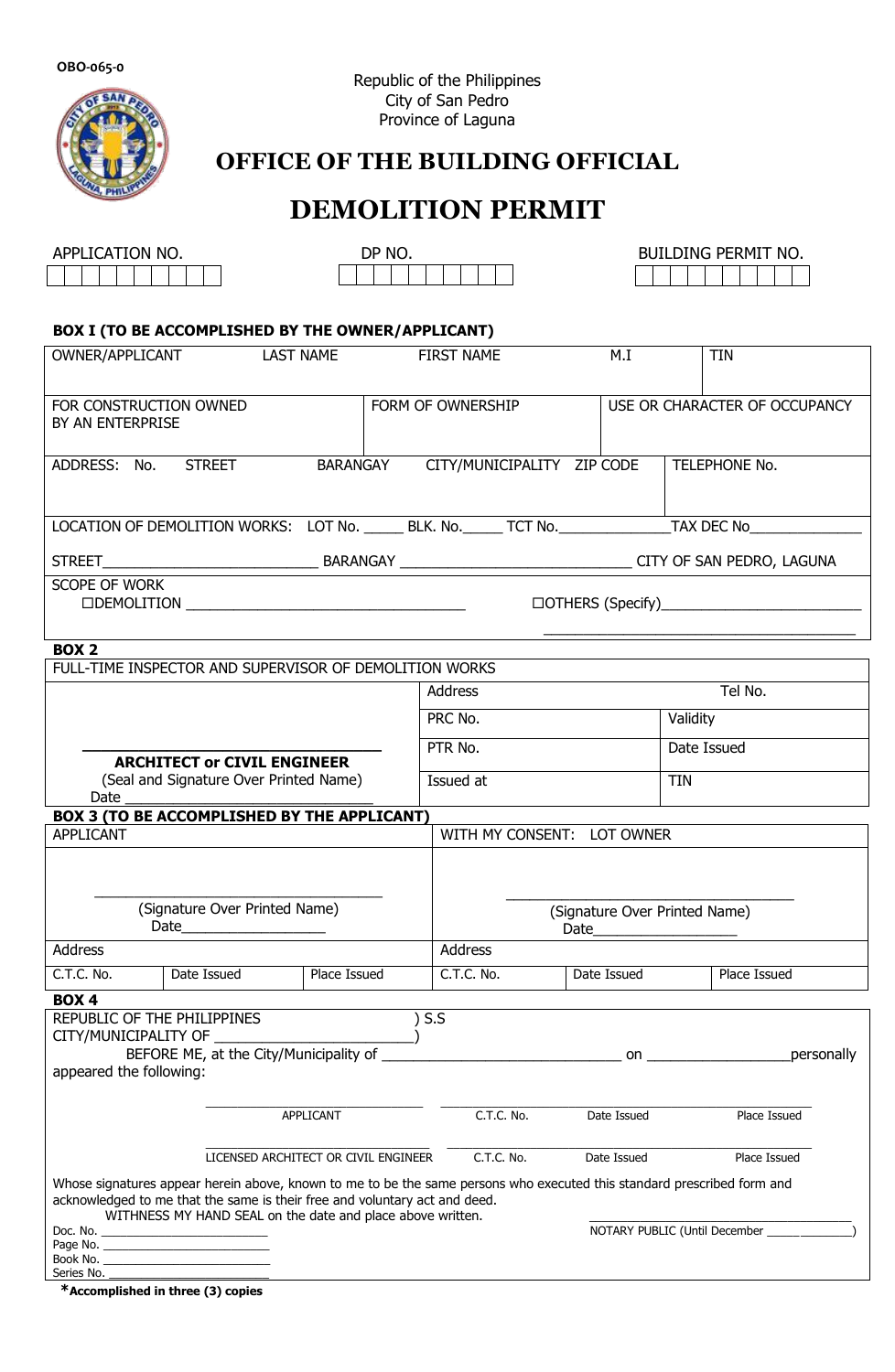OBO-065-0

Republic of the Philippines
City of San Pedro
Province of Laguna

# OFFICE OF THE BUILDING OFFICIAL

# DEMOLITION PERMIT

| APPLICATION NO. | DP NO. | BUILDING PERMIT NO. |
|---|---|---|
| | | |

**BOX I (TO BE ACCOMPLISHED BY THE OWNER/APPLICANT)**

| OWNER/APPLICANT | LAST NAME | FIRST NAME | M.I | TIN |
|---|---|---|---|---|
| | | | | |

| FOR CONSTRUCTION OWNED BY AN ENTERPRISE | FORM OF OWNERSHIP | USE OR CHARACTER OF OCCUPANCY |
|---|---|---|
| | | |

| ADDRESS: No. | STREET | BARANGAY | CITY/MUNICIPALITY | ZIP CODE | TELEPHONE No. |
|---|---|---|---|---|---|
| | | | | | |

LOCATION OF DEMOLITION WORKS: LOT No. _____ BLK. No._____ TCT No.______________TAX DEC No______________

STREET___________________________ BARANGAY ______________________________ CITY OF SAN PEDRO, LAGUNA

SCOPE OF WORK

☐DEMOLITION ___________________________________ ☐OTHERS (Specify)_________________________

________________________________________

**BOX 2**

FULL-TIME INSPECTOR AND SUPERVISOR OF DEMOLITION WORKS

| | Address | Tel No. |
|---|---|---|
| | PRC No. | Validity |
| **ARCHITECT or CIVIL ENGINEER** (Seal and Signature Over Printed Name) Date ____________________ | PTR No. | Date Issued |
| | Issued at | TIN |

**BOX 3 (TO BE ACCOMPLISHED BY THE APPLICANT)**

| APPLICANT | | | WITH MY CONSENT: LOT OWNER | | |
|---|---|---|---|---|---|
| (Signature Over Printed Name) Date__________________ | | | (Signature Over Printed Name) Date__________________ | | |
| Address | | | Address | | |
| C.T.C. No. | Date Issued | Place Issued | C.T.C. No. | Date Issued | Place Issued |

**BOX 4**

REPUBLIC OF THE PHILIPPINES ) S.S
CITY/MUNICIPALITY OF _______________________)

BEFORE ME, at the City/Municipality of ______________________________ on __________________personally appeared the following:

| | | | |
|---|---|---|---|
| APPLICANT | C.T.C. No. | Date Issued | Place Issued |
| LICENSED ARCHITECT OR CIVIL ENGINEER | C.T.C. No. | Date Issued | Place Issued |

Whose signatures appear herein above, known to me to be the same persons who executed this standard prescribed form and acknowledged to me that the same is their free and voluntary act and deed.

WITNESS MY HAND SEAL on the date and place above written.

Doc. No. ________________________
Page No. ________________________
Book No. ________________________
Series No. ________________________

NOTARY PUBLIC (Until December ____________)

***Accomplished in three (3) copies**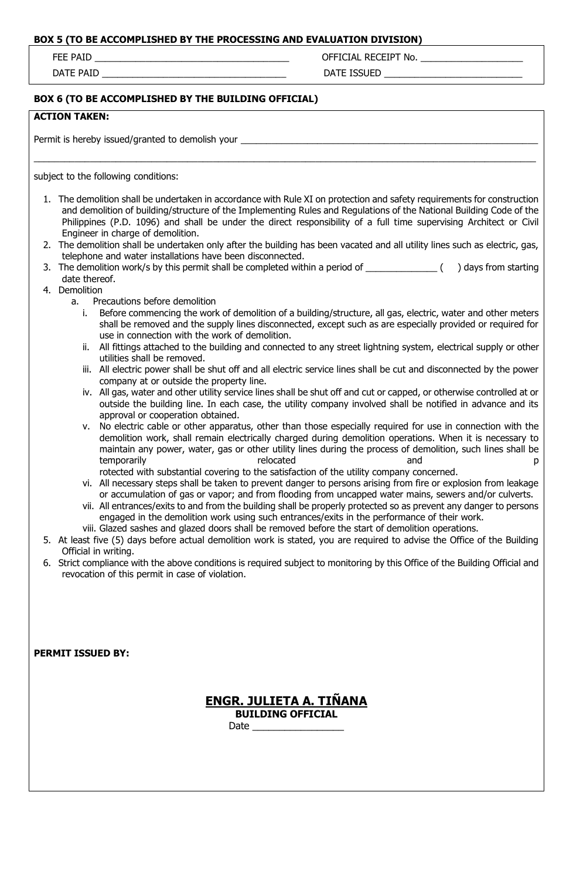**BOX 5 (TO BE ACCOMPLISHED BY THE PROCESSING AND EVALUATION DIVISION)**

FEE PAID ______________________________________ OFFICIAL RECEIPT No. ____________________

DATE PAID ____________________________________ DATE ISSUED ___________________________

**BOX 6 (TO BE ACCOMPLISHED BY THE BUILDING OFFICIAL)**

**ACTION TAKEN:**

Permit is hereby issued/granted to demolish your ____________________________________________________________

______________________________________________________________________________________________________

subject to the following conditions:

1. The demolition shall be undertaken in accordance with Rule XI on protection and safety requirements for construction and demolition of building/structure of the Implementing Rules and Regulations of the National Building Code of the Philippines (P.D. 1096) and shall be under the direct responsibility of a full time supervising Architect or Civil Engineer in charge of demolition.
2. The demolition shall be undertaken only after the building has been vacated and all utility lines such as electric, gas, telephone and water installations have been disconnected.
3. The demolition work/s by this permit shall be completed within a period of ______________ (    ) days from starting date thereof.
4. Demolition
   a. Precautions before demolition
      i. Before commencing the work of demolition of a building/structure, all gas, electric, water and other meters shall be removed and the supply lines disconnected, except such as are especially provided or required for use in connection with the work of demolition.
      ii. All fittings attached to the building and connected to any street lightning system, electrical supply or other utilities shall be removed.
      iii. All electric power shall be shut off and all electric service lines shall be cut and disconnected by the power company at or outside the property line.
      iv. All gas, water and other utility service lines shall be shut off and cut or capped, or otherwise controlled at or outside the building line. In each case, the utility company involved shall be notified in advance and its approval or cooperation obtained.
      v. No electric cable or other apparatus, other than those especially required for use in connection with the demolition work, shall remain electrically charged during demolition operations. When it is necessary to maintain any power, water, gas or other utility lines during the process of demolition, such lines shall be temporarily relocated and p rotected with substantial covering to the satisfaction of the utility company concerned.
      vi. All necessary steps shall be taken to prevent danger to persons arising from fire or explosion from leakage or accumulation of gas or vapor; and from flooding from uncapped water mains, sewers and/or culverts.
      vii. All entrances/exits to and from the building shall be properly protected so as prevent any danger to persons engaged in the demolition work using such entrances/exits in the performance of their work.
      viii. Glazed sashes and glazed doors shall be removed before the start of demolition operations.
5. At least five (5) days before actual demolition work is stated, you are required to advise the Office of the Building Official in writing.
6. Strict compliance with the above conditions is required subject to monitoring by this Office of the Building Official and revocation of this permit in case of violation.

**PERMIT ISSUED BY:**

**ENGR. JULIETA A. TIÑANA**
**BUILDING OFFICIAL**
Date _________________